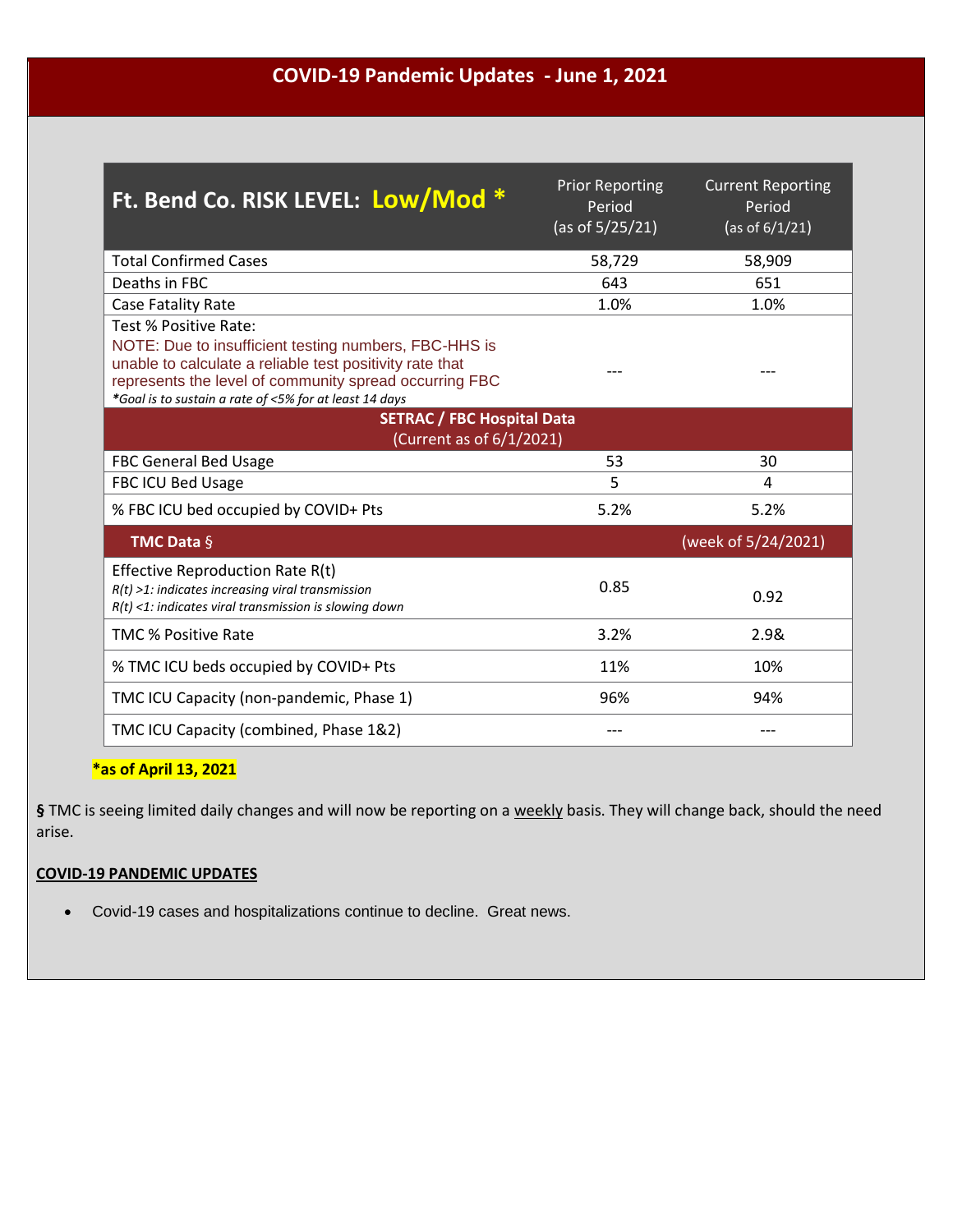# COVID-19 Pandemic Updates - June 1, 2021

| Ft. Bend Co. RISK LEVEL: **Low/Mod *** | Prior Reporting Period (as of 5/25/21) | Current Reporting Period (as of 6/1/21) |
|---|---|---|
| Total Confirmed Cases | 58,729 | 58,909 |
| Deaths in FBC | 643 | 651 |
| Case Fatality Rate | 1.0% | 1.0% |
| Test % Positive Rate: NOTE: Due to insufficient testing numbers, FBC-HHS is unable to calculate a reliable test positivity rate that represents the level of community spread occurring FBC *\*Goal is to sustain a rate of <5% for at least 14 days* | --- | --- |
| **SETRAC / FBC Hospital Data** (Current as of 6/1/2021) | | |
| FBC General Bed Usage | 53 | 30 |
| FBC ICU Bed Usage | 5 | 4 |
| % FBC ICU bed occupied by COVID+ Pts | 5.2% | 5.2% |
| **TMC Data** § | | (week of 5/24/2021) |
| Effective Reproduction Rate R(t) *R(t) >1: indicates increasing viral transmission* *R(t) <1: indicates viral transmission is slowing down* | 0.85 | 0.92 |
| TMC % Positive Rate | 3.2% | 2.9& |
| % TMC ICU beds occupied by COVID+ Pts | 11% | 10% |
| TMC ICU Capacity (non-pandemic, Phase 1) | 96% | 94% |
| TMC ICU Capacity (combined, Phase 1&2) | --- | --- |

**\*as of April 13, 2021**

**§** TMC is seeing limited daily changes and will now be reporting on a weekly basis. They will change back, should the need arise.

**COVID-19 PANDEMIC UPDATES**

- Covid-19 cases and hospitalizations continue to decline. Great news.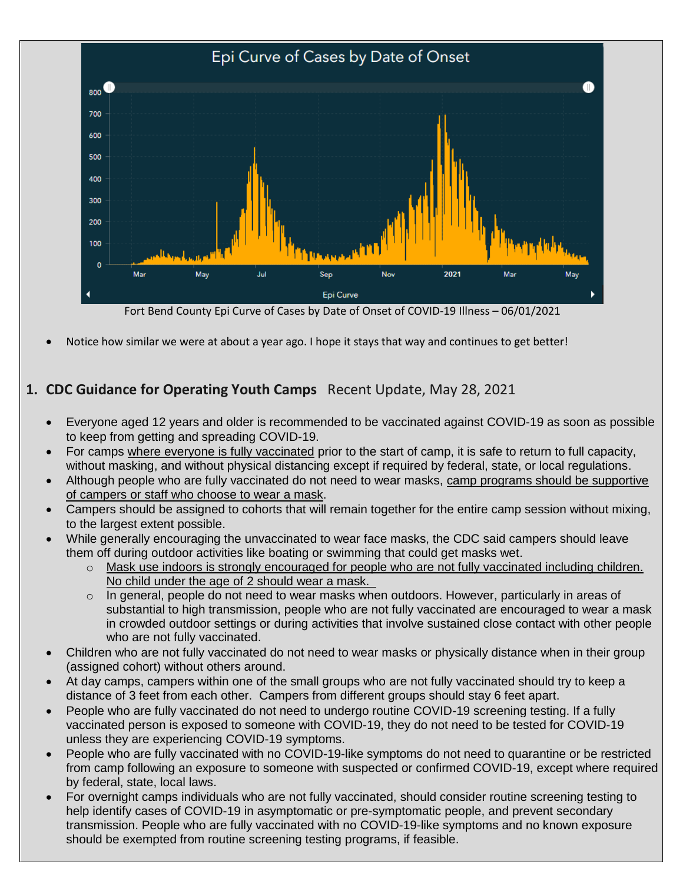Fort Bend County Epi Curve of Cases by Date of Onset of COVID-19 Illness – 06/01/2021

- Notice how similar we were at about a year ago. I hope it stays that way and continues to get better!

## 1. CDC Guidance for Operating Youth Camps Recent Update, May 28, 2021

- Everyone aged 12 years and older is recommended to be vaccinated against COVID-19 as soon as possible to keep from getting and spreading COVID-19.
- For camps where everyone is fully vaccinated prior to the start of camp, it is safe to return to full capacity, without masking, and without physical distancing except if required by federal, state, or local regulations.
- Although people who are fully vaccinated do not need to wear masks, camp programs should be supportive of campers or staff who choose to wear a mask.
- Campers should be assigned to cohorts that will remain together for the entire camp session without mixing, to the largest extent possible.
- While generally encouraging the unvaccinated to wear face masks, the CDC said campers should leave them off during outdoor activities like boating or swimming that could get masks wet.
  - Mask use indoors is strongly encouraged for people who are not fully vaccinated including children. No child under the age of 2 should wear a mask.
  - In general, people do not need to wear masks when outdoors. However, particularly in areas of substantial to high transmission, people who are not fully vaccinated are encouraged to wear a mask in crowded outdoor settings or during activities that involve sustained close contact with other people who are not fully vaccinated.
- Children who are not fully vaccinated do not need to wear masks or physically distance when in their group (assigned cohort) without others around.
- At day camps, campers within one of the small groups who are not fully vaccinated should try to keep a distance of 3 feet from each other. Campers from different groups should stay 6 feet apart.
- People who are fully vaccinated do not need to undergo routine COVID-19 screening testing. If a fully vaccinated person is exposed to someone with COVID-19, they do not need to be tested for COVID-19 unless they are experiencing COVID-19 symptoms.
- People who are fully vaccinated with no COVID-19-like symptoms do not need to quarantine or be restricted from camp following an exposure to someone with suspected or confirmed COVID-19, except where required by federal, state, local laws.
- For overnight camps individuals who are not fully vaccinated, should consider routine screening testing to help identify cases of COVID-19 in asymptomatic or pre-symptomatic people, and prevent secondary transmission. People who are fully vaccinated with no COVID-19-like symptoms and no known exposure should be exempted from routine screening testing programs, if feasible.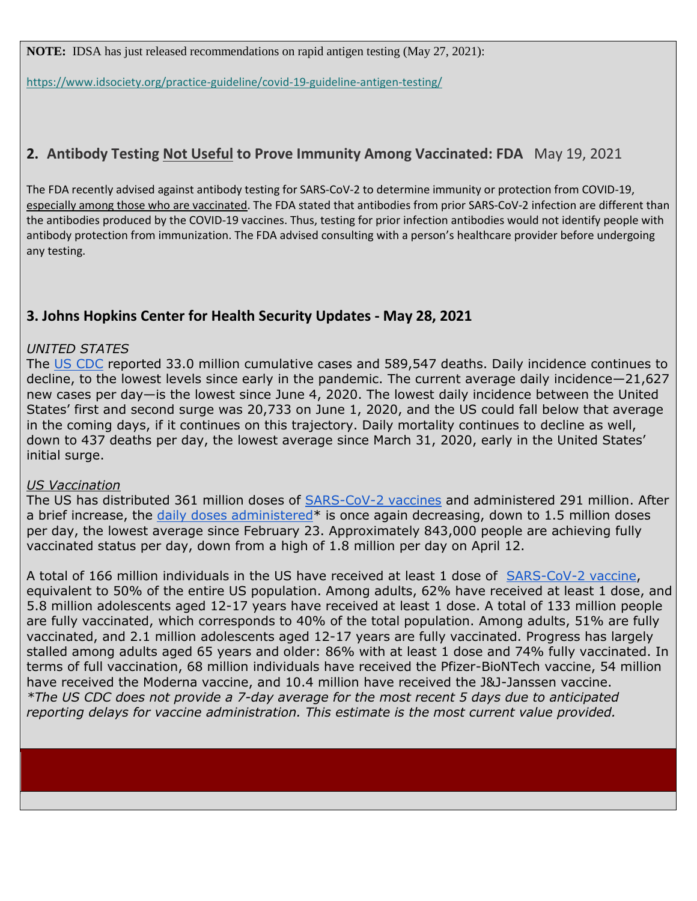**NOTE:** IDSA has just released recommendations on rapid antigen testing (May 27, 2021):

https://www.idsociety.org/practice-guideline/covid-19-guideline-antigen-testing/

## 2. Antibody Testing Not Useful to Prove Immunity Among Vaccinated: FDA May 19, 2021

The FDA recently advised against antibody testing for SARS-CoV-2 to determine immunity or protection from COVID-19, especially among those who are vaccinated. The FDA stated that antibodies from prior SARS-CoV-2 infection are different than the antibodies produced by the COVID-19 vaccines. Thus, testing for prior infection antibodies would not identify people with antibody protection from immunization. The FDA advised consulting with a person's healthcare provider before undergoing any testing.

## 3. Johns Hopkins Center for Health Security Updates - May 28, 2021

*UNITED STATES*

The US CDC reported 33.0 million cumulative cases and 589,547 deaths. Daily incidence continues to decline, to the lowest levels since early in the pandemic. The current average daily incidence—21,627 new cases per day—is the lowest since June 4, 2020. The lowest daily incidence between the United States' first and second surge was 20,733 on June 1, 2020, and the US could fall below that average in the coming days, if it continues on this trajectory. Daily mortality continues to decline as well, down to 437 deaths per day, the lowest average since March 31, 2020, early in the United States' initial surge.

*US Vaccination*

The US has distributed 361 million doses of SARS-CoV-2 vaccines and administered 291 million. After a brief increase, the daily doses administered* is once again decreasing, down to 1.5 million doses per day, the lowest average since February 23. Approximately 843,000 people are achieving fully vaccinated status per day, down from a high of 1.8 million per day on April 12.

A total of 166 million individuals in the US have received at least 1 dose of SARS-CoV-2 vaccine, equivalent to 50% of the entire US population. Among adults, 62% have received at least 1 dose, and 5.8 million adolescents aged 12-17 years have received at least 1 dose. A total of 133 million people are fully vaccinated, which corresponds to 40% of the total population. Among adults, 51% are fully vaccinated, and 2.1 million adolescents aged 12-17 years are fully vaccinated. Progress has largely stalled among adults aged 65 years and older: 86% with at least 1 dose and 74% fully vaccinated. In terms of full vaccination, 68 million individuals have received the Pfizer-BioNTech vaccine, 54 million have received the Moderna vaccine, and 10.4 million have received the J&J-Janssen vaccine.

*\*The US CDC does not provide a 7-day average for the most recent 5 days due to anticipated reporting delays for vaccine administration. This estimate is the most current value provided.*